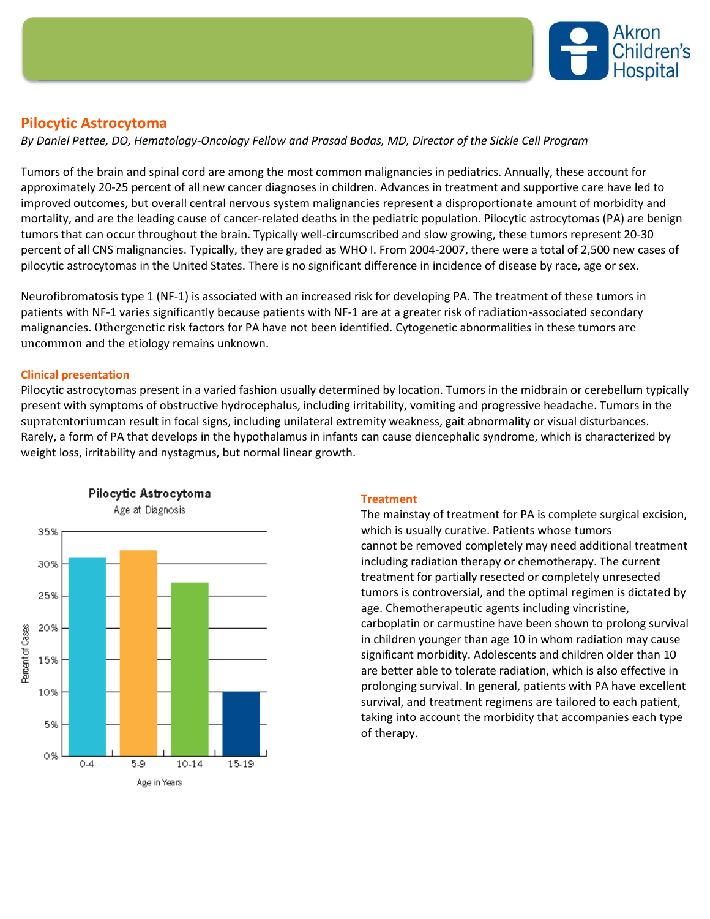# Pilocytic Astrocytoma

*By Daniel Pettee, DO, Hematology-Oncology Fellow and Prasad Bodas, MD, Director of the Sickle Cell Program*

Tumors of the brain and spinal cord are among the most common malignancies in pediatrics. Annually, these account for approximately 20-25 percent of all new cancer diagnoses in children. Advances in treatment and supportive care have led to improved outcomes, but overall central nervous system malignancies represent a disproportionate amount of morbidity and mortality, and are the leading cause of cancer-related deaths in the pediatric population. Pilocytic astrocytomas (PA) are benign tumors that can occur throughout the brain. Typically well-circumscribed and slow growing, these tumors represent 20-30 percent of all CNS malignancies. Typically, they are graded as WHO I. From 2004-2007, there were a total of 2,500 new cases of pilocytic astrocytomas in the United States. There is no significant difference in incidence of disease by race, age or sex.

Neurofibromatosis type 1 (NF-1) is associated with an increased risk for developing PA. The treatment of these tumors in patients with NF-1 varies significantly because patients with NF-1 are at a greater risk of radiation-associated secondary malignancies. Othergenetic risk factors for PA have not been identified. Cytogenetic abnormalities in these tumors are uncommon and the etiology remains unknown.

## Clinical presentation

Pilocytic astrocytomas present in a varied fashion usually determined by location. Tumors in the midbrain or cerebellum typically present with symptoms of obstructive hydrocephalus, including irritability, vomiting and progressive headache. Tumors in the supratentoriumcan result in focal signs, including unilateral extremity weakness, gait abnormality or visual disturbances. Rarely, a form of PA that develops in the hypothalamus in infants can cause diencephalic syndrome, which is characterized by weight loss, irritability and nystagmus, but normal linear growth.

**Pilocytic Astrocytoma**
Age at Diagnosis

| Age in Years | Percent of Cases |
|---|---|
| 0-4 | 31% |
| 5-9 | 32% |
| 10-14 | 27% |
| 15-19 | 10% |

## Treatment

The mainstay of treatment for PA is complete surgical excision, which is usually curative. Patients whose tumors cannot be removed completely may need additional treatment including radiation therapy or chemotherapy. The current treatment for partially resected or completely unresected tumors is controversial, and the optimal regimen is dictated by age. Chemotherapeutic agents including vincristine, carboplatin or carmustine have been shown to prolong survival in children younger than age 10 in whom radiation may cause significant morbidity. Adolescents and children older than 10 are better able to tolerate radiation, which is also effective in prolonging survival. In general, patients with PA have excellent survival, and treatment regimens are tailored to each patient, taking into account the morbidity that accompanies each type of therapy.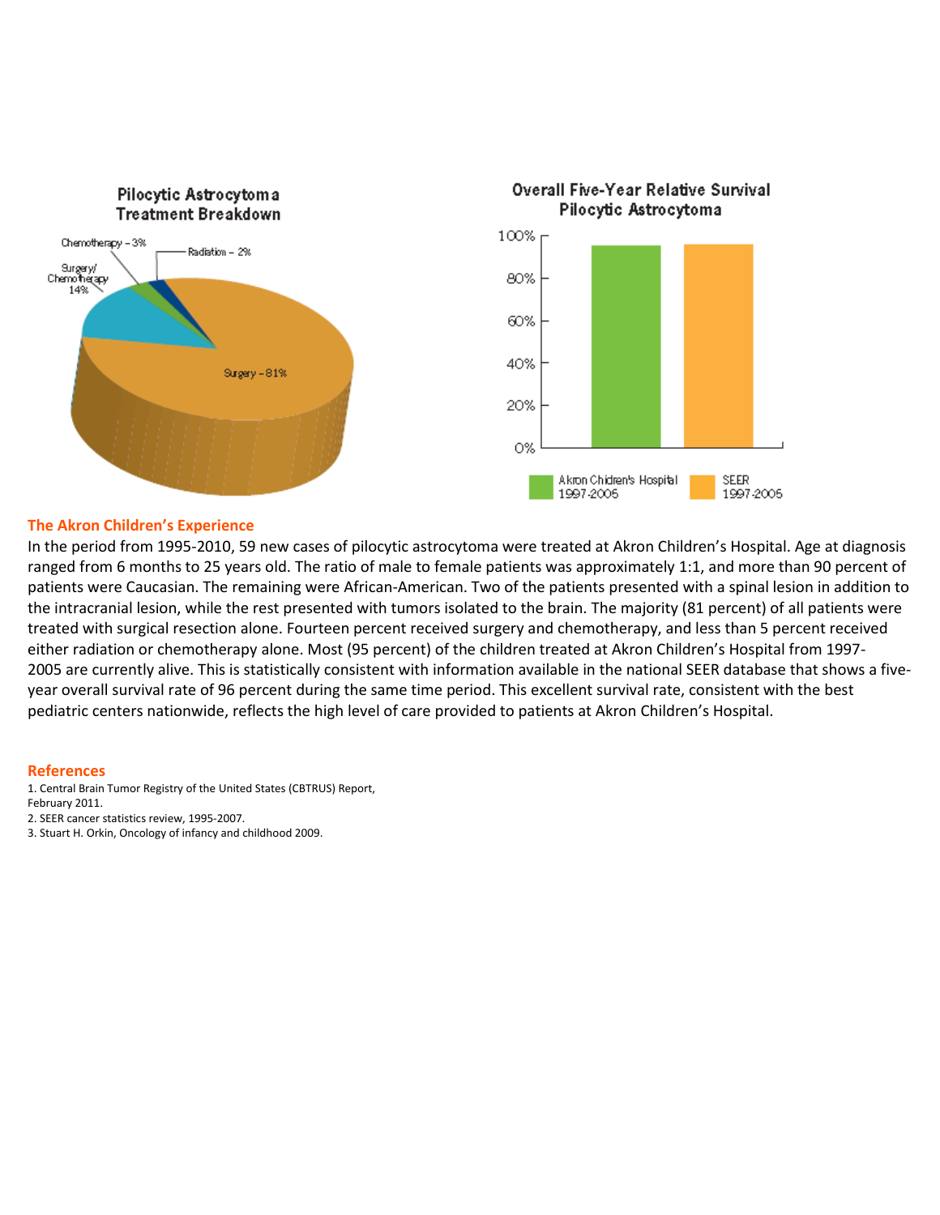Pilocytic Astrocytoma
Treatment Breakdown

Chemotherapy – 3%
Radiation – 2%
Surgery/
Chemotherapy
14%
Surgery – 81%

Overall Five-Year Relative Survival
Pilocytic Astrocytoma

100%
80%
60%
40%
20%
0%

Akron Children's Hospital
1997-2005

SEER
1997-2005

## The Akron Children's Experience

In the period from 1995-2010, 59 new cases of pilocytic astrocytoma were treated at Akron Children's Hospital. Age at diagnosis ranged from 6 months to 25 years old. The ratio of male to female patients was approximately 1:1, and more than 90 percent of patients were Caucasian. The remaining were African-American. Two of the patients presented with a spinal lesion in addition to the intracranial lesion, while the rest presented with tumors isolated to the brain. The majority (81 percent) of all patients were treated with surgical resection alone. Fourteen percent received surgery and chemotherapy, and less than 5 percent received either radiation or chemotherapy alone. Most (95 percent) of the children treated at Akron Children's Hospital from 1997-2005 are currently alive. This is statistically consistent with information available in the national SEER database that shows a five-year overall survival rate of 96 percent during the same time period. This excellent survival rate, consistent with the best pediatric centers nationwide, reflects the high level of care provided to patients at Akron Children's Hospital.

## References

1. Central Brain Tumor Registry of the United States (CBTRUS) Report, February 2011.
2. SEER cancer statistics review, 1995-2007.
3. Stuart H. Orkin, Oncology of infancy and childhood 2009.